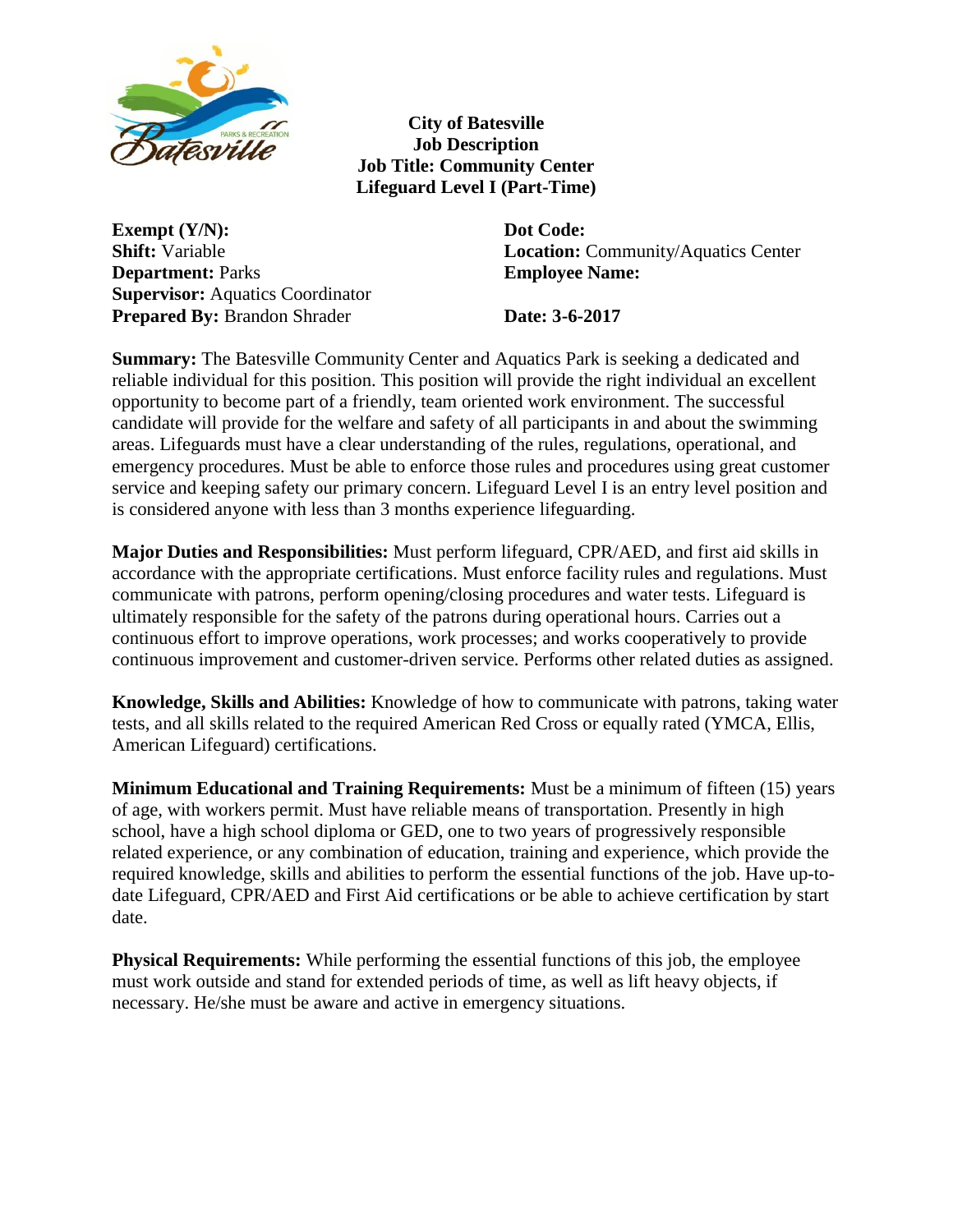**City of Batesville**
**Job Description**
**Job Title: Community Center Lifeguard Level I (Part-Time)**

**Exempt (Y/N):**
**Shift:** Variable
**Department:** Parks
**Supervisor:** Aquatics Coordinator
**Prepared By:** Brandon Shrader

**Dot Code:**
**Location:** Community/Aquatics Center
**Employee Name:**

**Date: 3-6-2017**

**Summary:** The Batesville Community Center and Aquatics Park is seeking a dedicated and reliable individual for this position. This position will provide the right individual an excellent opportunity to become part of a friendly, team oriented work environment. The successful candidate will provide for the welfare and safety of all participants in and about the swimming areas. Lifeguards must have a clear understanding of the rules, regulations, operational, and emergency procedures. Must be able to enforce those rules and procedures using great customer service and keeping safety our primary concern. Lifeguard Level I is an entry level position and is considered anyone with less than 3 months experience lifeguarding.

**Major Duties and Responsibilities:** Must perform lifeguard, CPR/AED, and first aid skills in accordance with the appropriate certifications. Must enforce facility rules and regulations. Must communicate with patrons, perform opening/closing procedures and water tests. Lifeguard is ultimately responsible for the safety of the patrons during operational hours. Carries out a continuous effort to improve operations, work processes; and works cooperatively to provide continuous improvement and customer-driven service. Performs other related duties as assigned.

**Knowledge, Skills and Abilities:** Knowledge of how to communicate with patrons, taking water tests, and all skills related to the required American Red Cross or equally rated (YMCA, Ellis, American Lifeguard) certifications.

**Minimum Educational and Training Requirements:** Must be a minimum of fifteen (15) years of age, with workers permit. Must have reliable means of transportation. Presently in high school, have a high school diploma or GED, one to two years of progressively responsible related experience, or any combination of education, training and experience, which provide the required knowledge, skills and abilities to perform the essential functions of the job. Have up-to-date Lifeguard, CPR/AED and First Aid certifications or be able to achieve certification by start date.

**Physical Requirements:** While performing the essential functions of this job, the employee must work outside and stand for extended periods of time, as well as lift heavy objects, if necessary. He/she must be aware and active in emergency situations.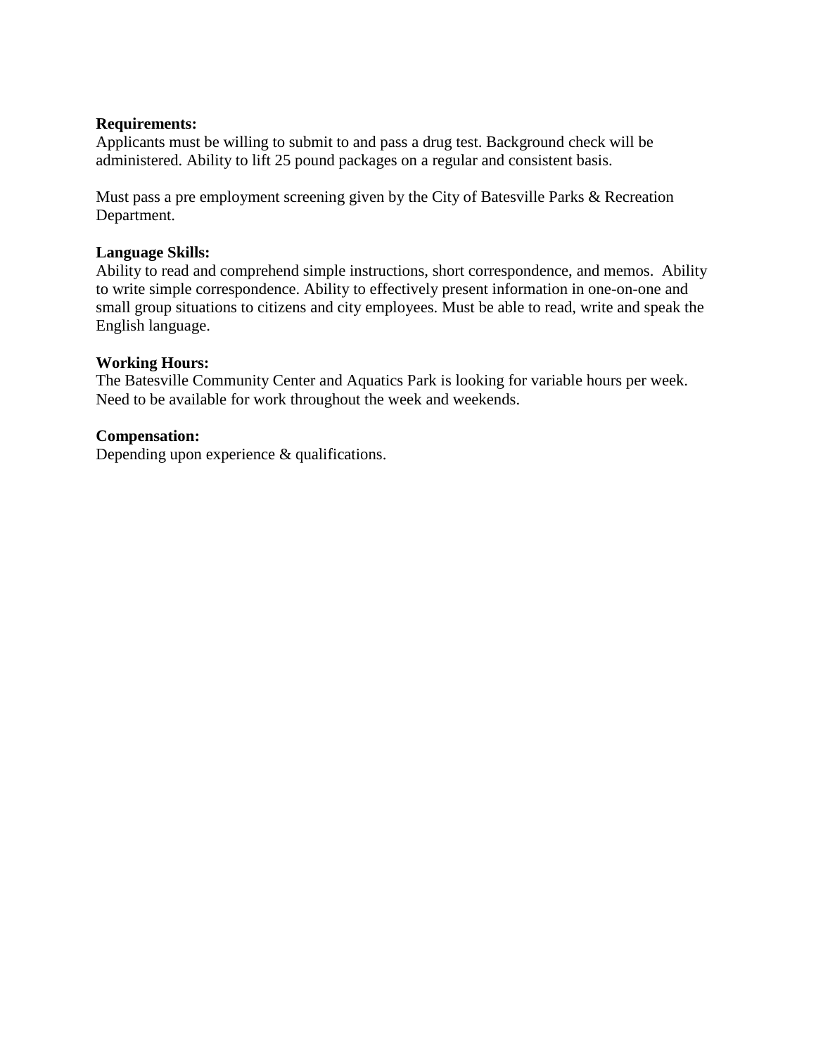**Requirements:**
Applicants must be willing to submit to and pass a drug test. Background check will be administered. Ability to lift 25 pound packages on a regular and consistent basis.

Must pass a pre employment screening given by the City of Batesville Parks & Recreation Department.

**Language Skills:**
Ability to read and comprehend simple instructions, short correspondence, and memos. Ability to write simple correspondence. Ability to effectively present information in one-on-one and small group situations to citizens and city employees. Must be able to read, write and speak the English language.

**Working Hours:**
The Batesville Community Center and Aquatics Park is looking for variable hours per week. Need to be available for work throughout the week and weekends.

**Compensation:**
Depending upon experience & qualifications.